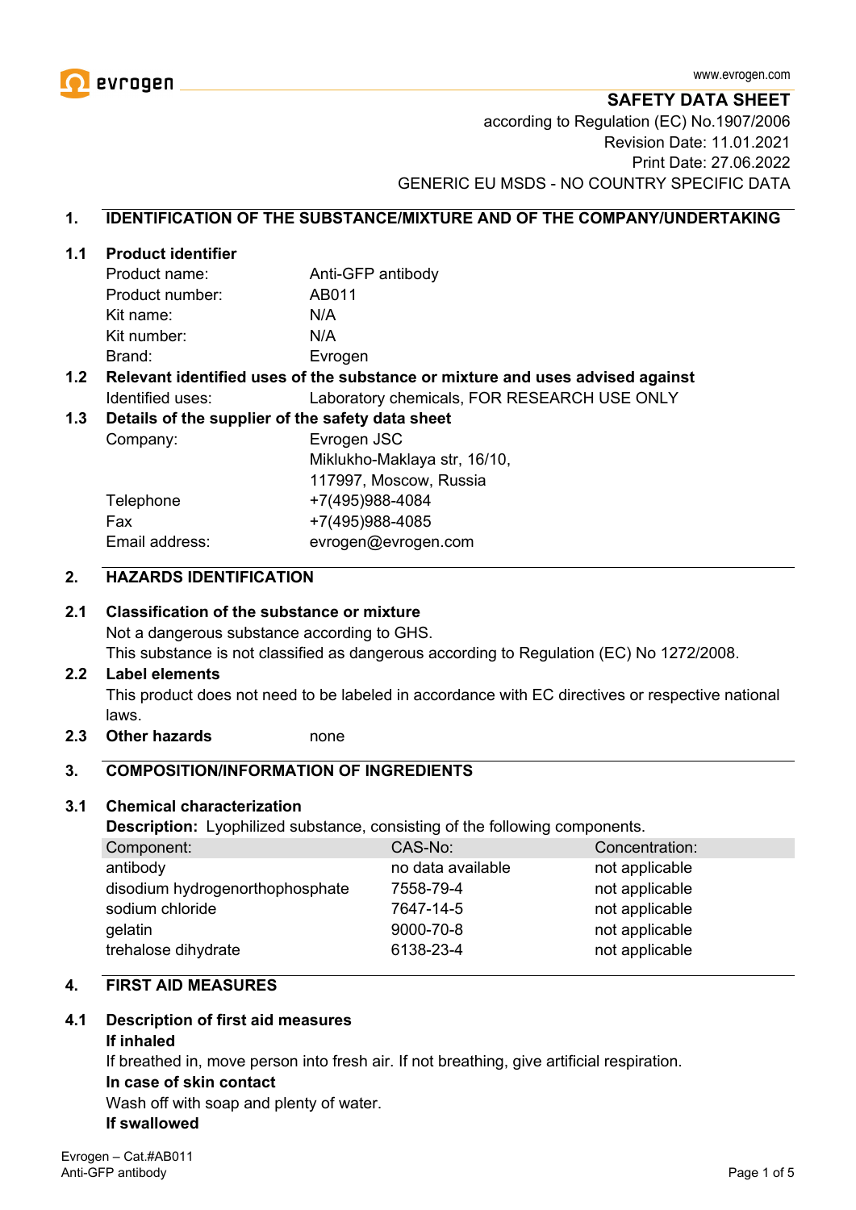www.evrogen.com

# SAFETY DATA SHEET

according to Regulation (EC) No.1907/2006
Revision Date: 11.01.2021
Print Date: 27.06.2022
GENERIC EU MSDS - NO COUNTRY SPECIFIC DATA

## 1. IDENTIFICATION OF THE SUBSTANCE/MIXTURE AND OF THE COMPANY/UNDERTAKING

### 1.1 Product identifier

| | |
|---|---|
| Product name: | Anti-GFP antibody |
| Product number: | AB011 |
| Kit name: | N/A |
| Kit number: | N/A |
| Brand: | Evrogen |

### 1.2 Relevant identified uses of the substance or mixture and uses advised against

Identified uses: Laboratory chemicals, FOR RESEARCH USE ONLY

### 1.3 Details of the supplier of the safety data sheet

| | |
|---|---|
| Company: | Evrogen JSC<br>Miklukho-Maklaya str, 16/10,<br>117997, Moscow, Russia |
| Telephone | +7(495)988-4084 |
| Fax | +7(495)988-4085 |
| Email address: | evrogen@evrogen.com |

## 2. HAZARDS IDENTIFICATION

### 2.1 Classification of the substance or mixture

Not a dangerous substance according to GHS.
This substance is not classified as dangerous according to Regulation (EC) No 1272/2008.

### 2.2 Label elements

This product does not need to be labeled in accordance with EC directives or respective national laws.

### 2.3 Other hazards

none

## 3. COMPOSITION/INFORMATION OF INGREDIENTS

### 3.1 Chemical characterization

**Description:** Lyophilized substance, consisting of the following components.

| Component: | CAS-No: | Concentration: |
|---|---|---|
| antibody | no data available | not applicable |
| disodium hydrogenorthophosphate | 7558-79-4 | not applicable |
| sodium chloride | 7647-14-5 | not applicable |
| gelatin | 9000-70-8 | not applicable |
| trehalose dihydrate | 6138-23-4 | not applicable |

## 4. FIRST AID MEASURES

### 4.1 Description of first aid measures

**If inhaled**
If breathed in, move person into fresh air. If not breathing, give artificial respiration.

**In case of skin contact**
Wash off with soap and plenty of water.

**If swallowed**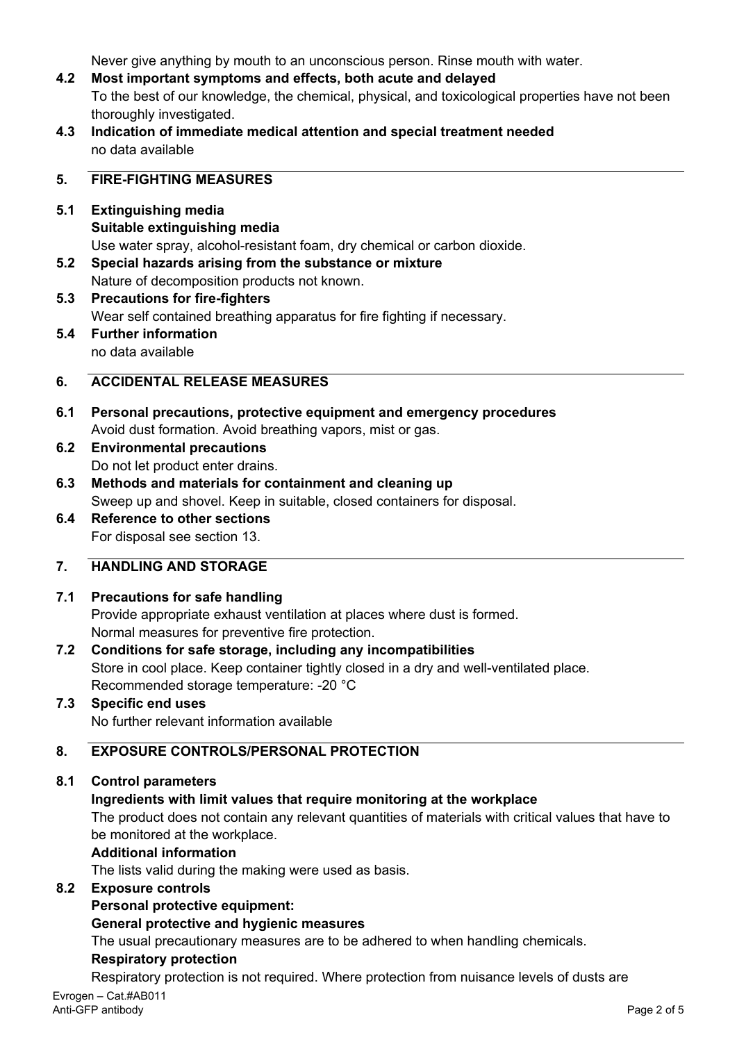Never give anything by mouth to an unconscious person. Rinse mouth with water.

**4.2 Most important symptoms and effects, both acute and delayed**

To the best of our knowledge, the chemical, physical, and toxicological properties have not been thoroughly investigated.

**4.3 Indication of immediate medical attention and special treatment needed**

no data available

## 5. FIRE-FIGHTING MEASURES

**5.1 Extinguishing media**

**Suitable extinguishing media**

Use water spray, alcohol-resistant foam, dry chemical or carbon dioxide.

**5.2 Special hazards arising from the substance or mixture**

Nature of decomposition products not known.

**5.3 Precautions for fire-fighters**

Wear self contained breathing apparatus for fire fighting if necessary.

**5.4 Further information**

no data available

## 6. ACCIDENTAL RELEASE MEASURES

**6.1 Personal precautions, protective equipment and emergency procedures**

Avoid dust formation. Avoid breathing vapors, mist or gas.

**6.2 Environmental precautions**

Do not let product enter drains.

**6.3 Methods and materials for containment and cleaning up**

Sweep up and shovel. Keep in suitable, closed containers for disposal.

**6.4 Reference to other sections**

For disposal see section 13.

## 7. HANDLING AND STORAGE

**7.1 Precautions for safe handling**

Provide appropriate exhaust ventilation at places where dust is formed.
Normal measures for preventive fire protection.

**7.2 Conditions for safe storage, including any incompatibilities**

Store in cool place. Keep container tightly closed in a dry and well-ventilated place.
Recommended storage temperature: -20 °C

**7.3 Specific end uses**

No further relevant information available

## 8. EXPOSURE CONTROLS/PERSONAL PROTECTION

**8.1 Control parameters**

**Ingredients with limit values that require monitoring at the workplace**

The product does not contain any relevant quantities of materials with critical values that have to be monitored at the workplace.

**Additional information**

The lists valid during the making were used as basis.

**8.2 Exposure controls**

**Personal protective equipment:**

**General protective and hygienic measures**

The usual precautionary measures are to be adhered to when handling chemicals.

**Respiratory protection**

Respiratory protection is not required. Where protection from nuisance levels of dusts are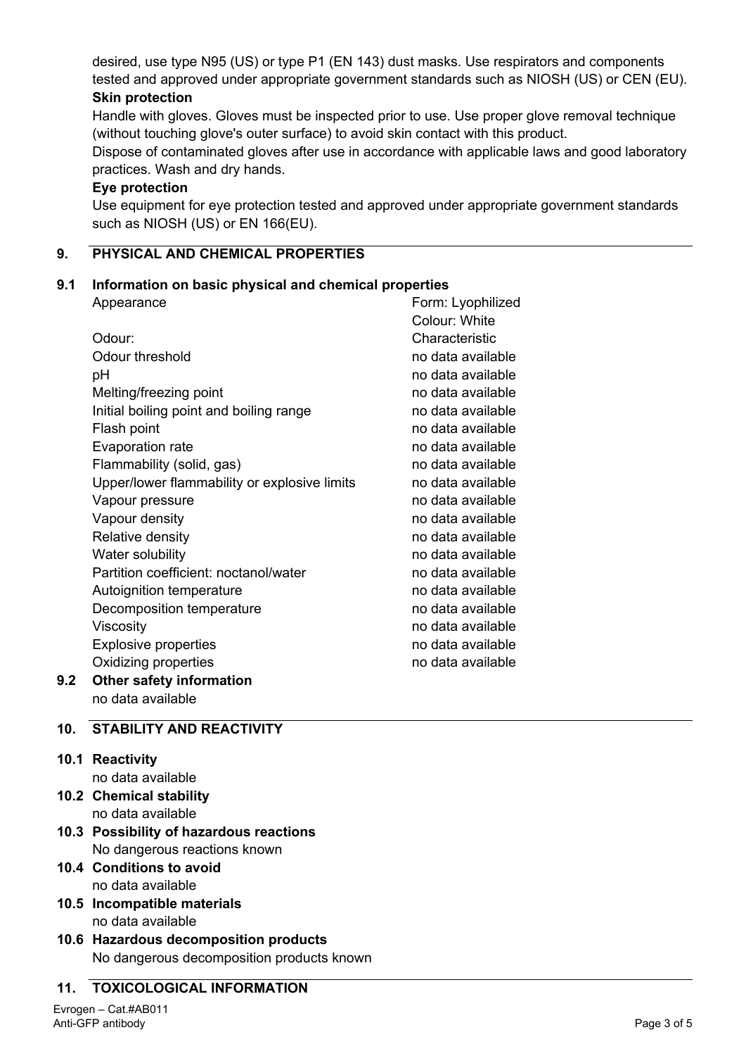desired, use type N95 (US) or type P1 (EN 143) dust masks. Use respirators and components tested and approved under appropriate government standards such as NIOSH (US) or CEN (EU).

**Skin protection**

Handle with gloves. Gloves must be inspected prior to use. Use proper glove removal technique (without touching glove's outer surface) to avoid skin contact with this product.

Dispose of contaminated gloves after use in accordance with applicable laws and good laboratory practices. Wash and dry hands.

**Eye protection**

Use equipment for eye protection tested and approved under appropriate government standards such as NIOSH (US) or EN 166(EU).

## 9. PHYSICAL AND CHEMICAL PROPERTIES

### 9.1 Information on basic physical and chemical properties

| | |
|---|---|
| Appearance | Form: Lyophilized<br>Colour: White |
| Odour: | Characteristic |
| Odour threshold | no data available |
| pH | no data available |
| Melting/freezing point | no data available |
| Initial boiling point and boiling range | no data available |
| Flash point | no data available |
| Evaporation rate | no data available |
| Flammability (solid, gas) | no data available |
| Upper/lower flammability or explosive limits | no data available |
| Vapour pressure | no data available |
| Vapour density | no data available |
| Relative density | no data available |
| Water solubility | no data available |
| Partition coefficient: noctanol/water | no data available |
| Autoignition temperature | no data available |
| Decomposition temperature | no data available |
| Viscosity | no data available |
| Explosive properties | no data available |
| Oxidizing properties | no data available |

### 9.2 Other safety information

no data available

## 10. STABILITY AND REACTIVITY

### 10.1 Reactivity

no data available

### 10.2 Chemical stability

no data available

### 10.3 Possibility of hazardous reactions

No dangerous reactions known

### 10.4 Conditions to avoid

no data available

### 10.5 Incompatible materials

no data available

### 10.6 Hazardous decomposition products

No dangerous decomposition products known

## 11. TOXICOLOGICAL INFORMATION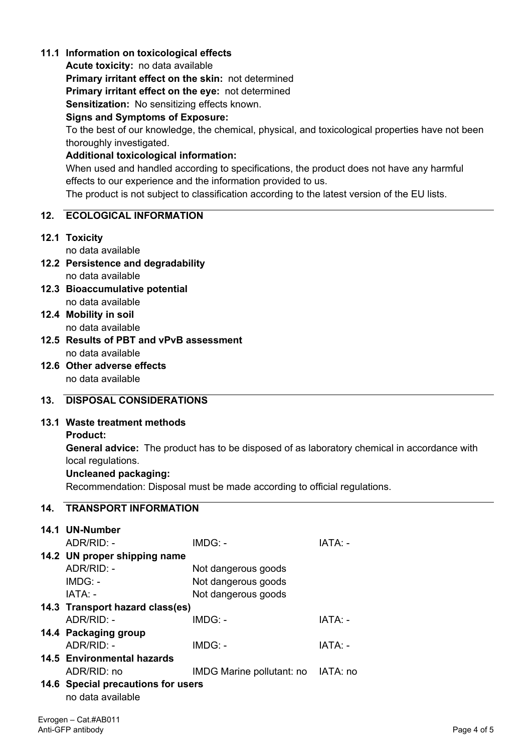### 11.1 Information on toxicological effects

**Acute toxicity:** no data available

**Primary irritant effect on the skin:** not determined

**Primary irritant effect on the eye:** not determined

**Sensitization:** No sensitizing effects known.

**Signs and Symptoms of Exposure:**

To the best of our knowledge, the chemical, physical, and toxicological properties have not been thoroughly investigated.

**Additional toxicological information:**

When used and handled according to specifications, the product does not have any harmful effects to our experience and the information provided to us.

The product is not subject to classification according to the latest version of the EU lists.

## 12. ECOLOGICAL INFORMATION

### 12.1 Toxicity

no data available

### 12.2 Persistence and degradability

no data available

### 12.3 Bioaccumulative potential

no data available

### 12.4 Mobility in soil

no data available

### 12.5 Results of PBT and vPvB assessment

no data available

### 12.6 Other adverse effects

no data available

## 13. DISPOSAL CONSIDERATIONS

### 13.1 Waste treatment methods

**Product:**

**General advice:** The product has to be disposed of as laboratory chemical in accordance with local regulations.

**Uncleaned packaging:**

Recommendation: Disposal must be made according to official regulations.

## 14. TRANSPORT INFORMATION

### 14.1 UN-Number

| ADR/RID: - | IMDG: - | IATA: - |
|---|---|---|

### 14.2 UN proper shipping name

| | |
|---|---|
| ADR/RID: - | Not dangerous goods |
| IMDG: - | Not dangerous goods |
| IATA: - | Not dangerous goods |

### 14.3 Transport hazard class(es)

| ADR/RID: - | IMDG: - | IATA: - |
|---|---|---|

### 14.4 Packaging group

| ADR/RID: - | IMDG: - | IATA: - |
|---|---|---|

### 14.5 Environmental hazards

| ADR/RID: no | IMDG Marine pollutant: no | IATA: no |
|---|---|---|

### 14.6 Special precautions for users

no data available

Evrogen – Cat.#AB011
Anti-GFP antibody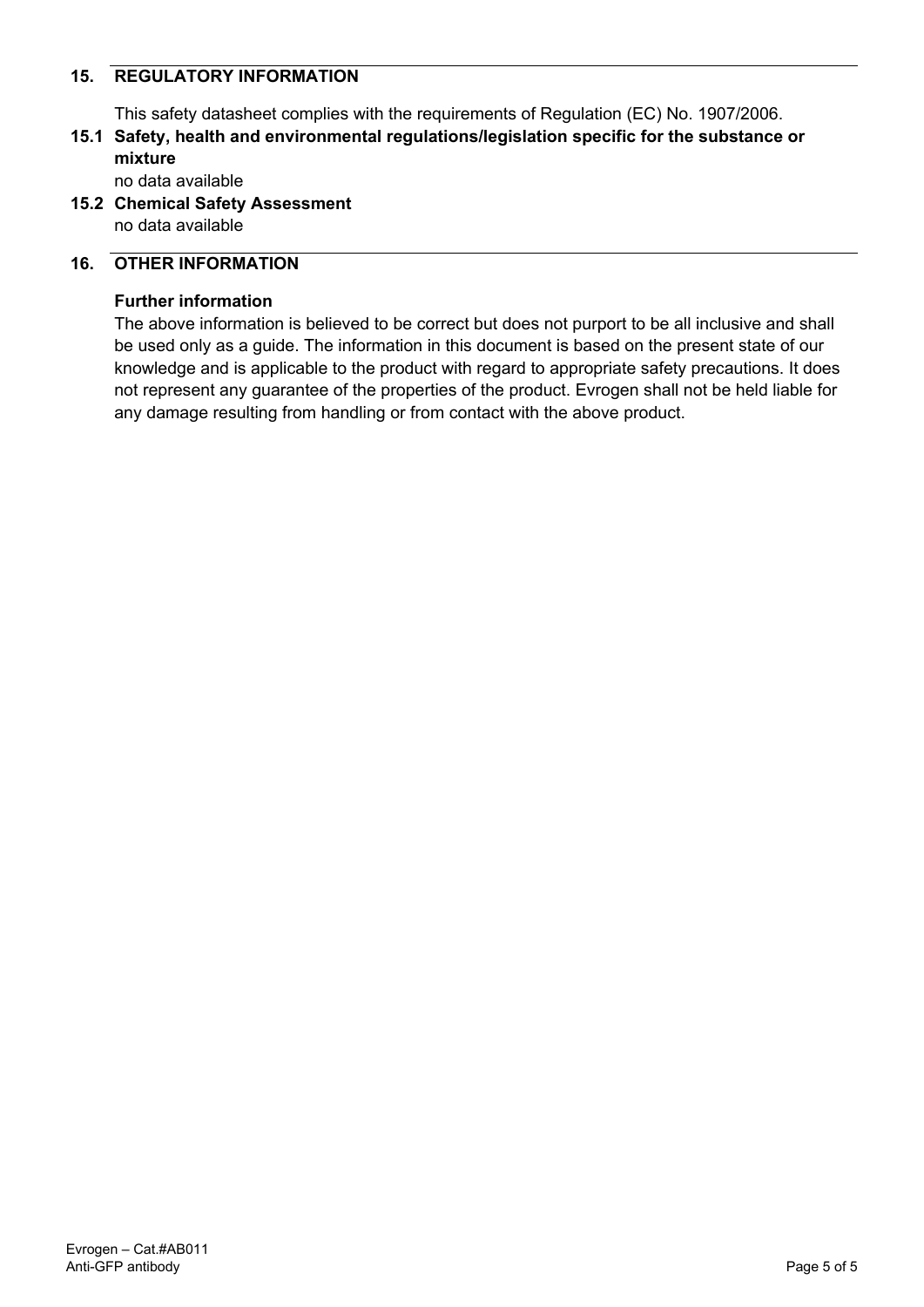## 15. REGULATORY INFORMATION

This safety datasheet complies with the requirements of Regulation (EC) No. 1907/2006.

### 15.1 Safety, health and environmental regulations/legislation specific for the substance or mixture

no data available

### 15.2 Chemical Safety Assessment

no data available

## 16. OTHER INFORMATION

**Further information**

The above information is believed to be correct but does not purport to be all inclusive and shall be used only as a guide. The information in this document is based on the present state of our knowledge and is applicable to the product with regard to appropriate safety precautions. It does not represent any guarantee of the properties of the product. Evrogen shall not be held liable for any damage resulting from handling or from contact with the above product.